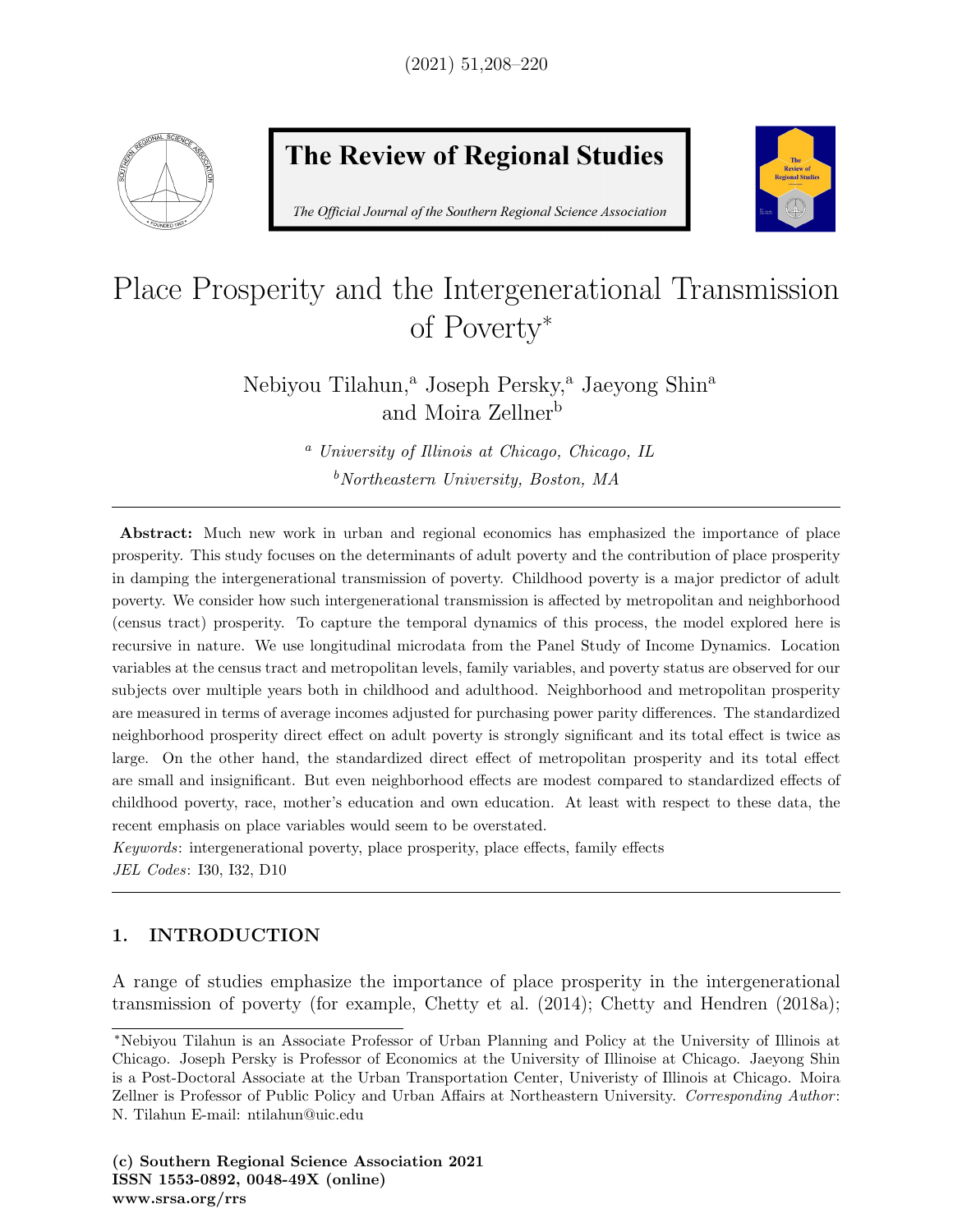# Place Prosperity and the Intergenerational Transmission of Poverty*

Nebiyou Tilahun,[a] Joseph Persky,[a] Jaeyong Shin[a] and Moira Zellner[b]

[a] *University of Illinois at Chicago, Chicago, IL*

[b] *Northeastern University, Boston, MA*

---

**Abstract:** Much new work in urban and regional economics has emphasized the importance of place prosperity. This study focuses on the determinants of adult poverty and the contribution of place prosperity in damping the intergenerational transmission of poverty. Childhood poverty is a major predictor of adult poverty. We consider how such intergenerational transmission is affected by metropolitan and neighborhood (census tract) prosperity. To capture the temporal dynamics of this process, the model explored here is recursive in nature. We use longitudinal microdata from the Panel Study of Income Dynamics. Location variables at the census tract and metropolitan levels, family variables, and poverty status are observed for our subjects over multiple years both in childhood and adulthood. Neighborhood and metropolitan prosperity are measured in terms of average incomes adjusted for purchasing power parity differences. The standardized neighborhood prosperity direct effect on adult poverty is strongly significant and its total effect is twice as large. On the other hand, the standardized direct effect of metropolitan prosperity and its total effect are small and insignificant. But even neighborhood effects are modest compared to standardized effects of childhood poverty, race, mother's education and own education. At least with respect to these data, the recent emphasis on place variables would seem to be overstated.

*Keywords*: intergenerational poverty, place prosperity, place effects, family effects

*JEL Codes*: I30, I32, D10

---

## 1. INTRODUCTION

A range of studies emphasize the importance of place prosperity in the intergenerational transmission of poverty (for example, Chetty et al. (2014); Chetty and Hendren (2018a);

---

*Nebiyou Tilahun is an Associate Professor of Urban Planning and Policy at the University of Illinois at Chicago. Joseph Persky is Professor of Economics at the University of Illinoise at Chicago. Jaeyong Shin is a Post-Doctoral Associate at the Urban Transportation Center, Univeristy of Illinois at Chicago. Moira Zellner is Professor of Public Policy and Urban Affairs at Northeastern University. *Corresponding Author*: N. Tilahun E-mail: ntilahun@uic.edu

**(c) Southern Regional Science Association 2021**
**ISSN 1553-0892, 0048-49X (online)**
**www.srsa.org/rrs**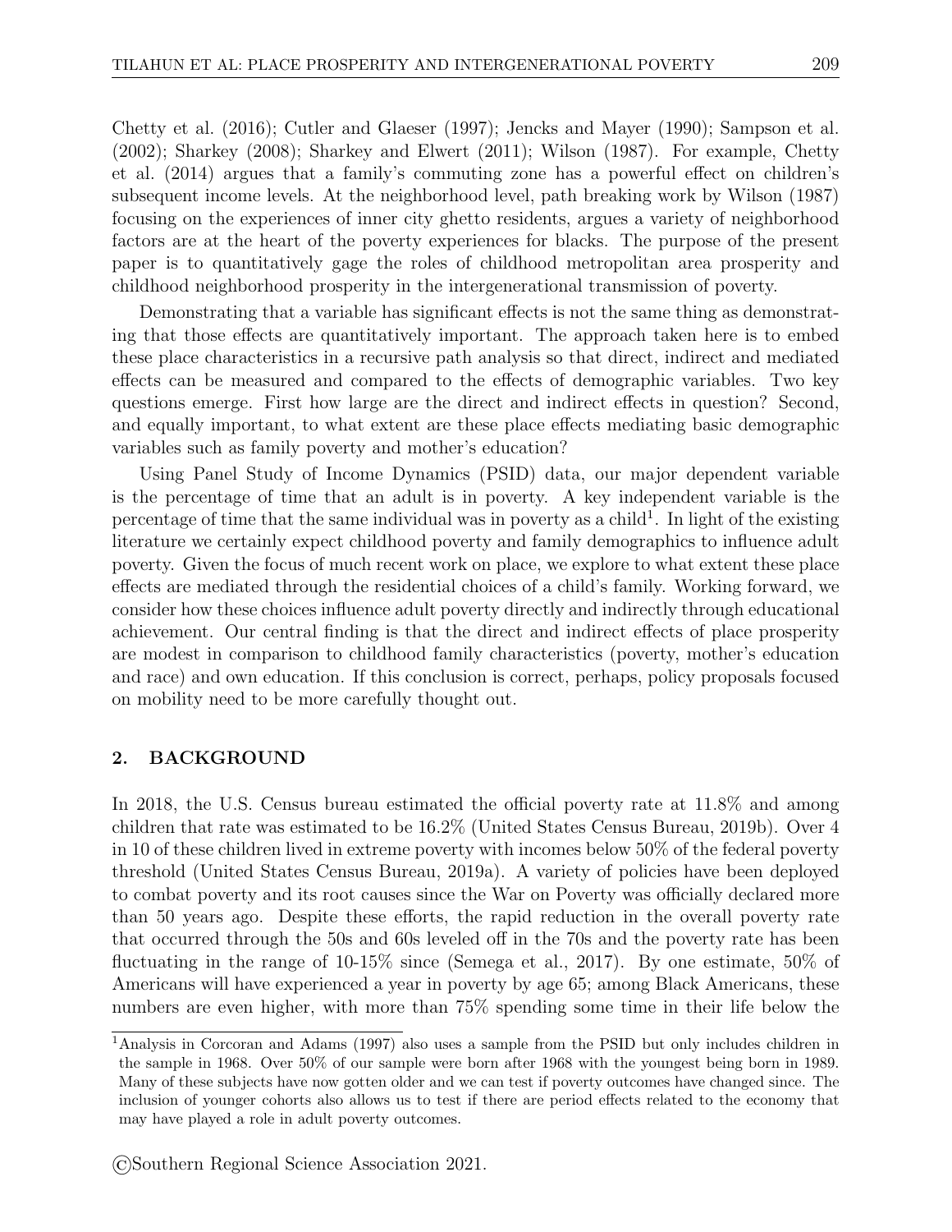Chetty et al. (2016); Cutler and Glaeser (1997); Jencks and Mayer (1990); Sampson et al. (2002); Sharkey (2008); Sharkey and Elwert (2011); Wilson (1987). For example, Chetty et al. (2014) argues that a family's commuting zone has a powerful effect on children's subsequent income levels. At the neighborhood level, path breaking work by Wilson (1987) focusing on the experiences of inner city ghetto residents, argues a variety of neighborhood factors are at the heart of the poverty experiences for blacks. The purpose of the present paper is to quantitatively gage the roles of childhood metropolitan area prosperity and childhood neighborhood prosperity in the intergenerational transmission of poverty.

Demonstrating that a variable has significant effects is not the same thing as demonstrating that those effects are quantitatively important. The approach taken here is to embed these place characteristics in a recursive path analysis so that direct, indirect and mediated effects can be measured and compared to the effects of demographic variables. Two key questions emerge. First how large are the direct and indirect effects in question? Second, and equally important, to what extent are these place effects mediating basic demographic variables such as family poverty and mother's education?

Using Panel Study of Income Dynamics (PSID) data, our major dependent variable is the percentage of time that an adult is in poverty. A key independent variable is the percentage of time that the same individual was in poverty as a child[1]. In light of the existing literature we certainly expect childhood poverty and family demographics to influence adult poverty. Given the focus of much recent work on place, we explore to what extent these place effects are mediated through the residential choices of a child's family. Working forward, we consider how these choices influence adult poverty directly and indirectly through educational achievement. Our central finding is that the direct and indirect effects of place prosperity are modest in comparison to childhood family characteristics (poverty, mother's education and race) and own education. If this conclusion is correct, perhaps, policy proposals focused on mobility need to be more carefully thought out.

## 2. BACKGROUND

In 2018, the U.S. Census bureau estimated the official poverty rate at 11.8% and among children that rate was estimated to be 16.2% (United States Census Bureau, 2019b). Over 4 in 10 of these children lived in extreme poverty with incomes below 50% of the federal poverty threshold (United States Census Bureau, 2019a). A variety of policies have been deployed to combat poverty and its root causes since the War on Poverty was officially declared more than 50 years ago. Despite these efforts, the rapid reduction in the overall poverty rate that occurred through the 50s and 60s leveled off in the 70s and the poverty rate has been fluctuating in the range of 10-15% since (Semega et al., 2017). By one estimate, 50% of Americans will have experienced a year in poverty by age 65; among Black Americans, these numbers are even higher, with more than 75% spending some time in their life below the

[1] Analysis in Corcoran and Adams (1997) also uses a sample from the PSID but only includes children in the sample in 1968. Over 50% of our sample were born after 1968 with the youngest being born in 1989. Many of these subjects have now gotten older and we can test if poverty outcomes have changed since. The inclusion of younger cohorts also allows us to test if there are period effects related to the economy that may have played a role in adult poverty outcomes.

©Southern Regional Science Association 2021.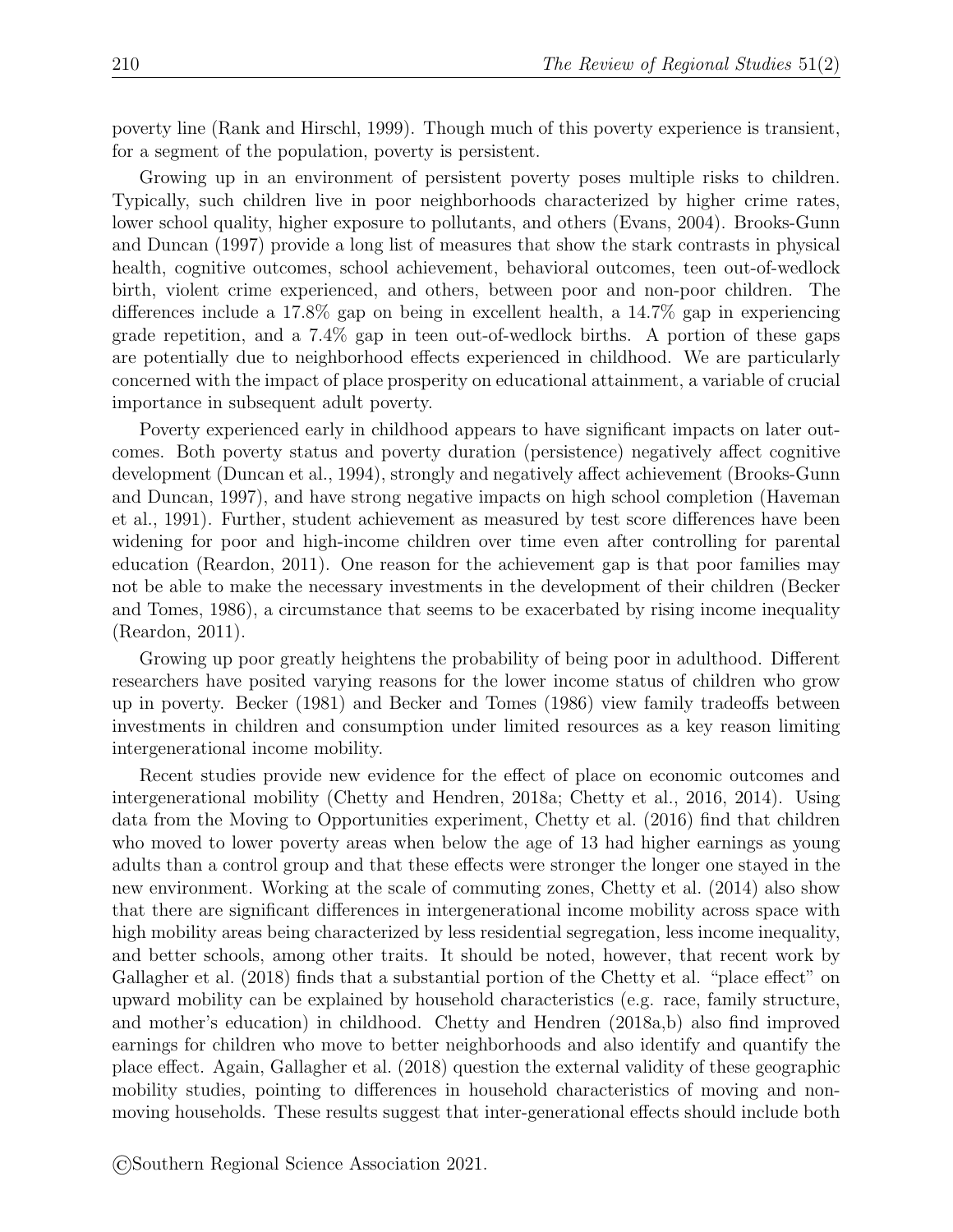poverty line (Rank and Hirschl, 1999). Though much of this poverty experience is transient, for a segment of the population, poverty is persistent.

Growing up in an environment of persistent poverty poses multiple risks to children. Typically, such children live in poor neighborhoods characterized by higher crime rates, lower school quality, higher exposure to pollutants, and others (Evans, 2004). Brooks-Gunn and Duncan (1997) provide a long list of measures that show the stark contrasts in physical health, cognitive outcomes, school achievement, behavioral outcomes, teen out-of-wedlock birth, violent crime experienced, and others, between poor and non-poor children. The differences include a 17.8% gap on being in excellent health, a 14.7% gap in experiencing grade repetition, and a 7.4% gap in teen out-of-wedlock births. A portion of these gaps are potentially due to neighborhood effects experienced in childhood. We are particularly concerned with the impact of place prosperity on educational attainment, a variable of crucial importance in subsequent adult poverty.

Poverty experienced early in childhood appears to have significant impacts on later outcomes. Both poverty status and poverty duration (persistence) negatively affect cognitive development (Duncan et al., 1994), strongly and negatively affect achievement (Brooks-Gunn and Duncan, 1997), and have strong negative impacts on high school completion (Haveman et al., 1991). Further, student achievement as measured by test score differences have been widening for poor and high-income children over time even after controlling for parental education (Reardon, 2011). One reason for the achievement gap is that poor families may not be able to make the necessary investments in the development of their children (Becker and Tomes, 1986), a circumstance that seems to be exacerbated by rising income inequality (Reardon, 2011).

Growing up poor greatly heightens the probability of being poor in adulthood. Different researchers have posited varying reasons for the lower income status of children who grow up in poverty. Becker (1981) and Becker and Tomes (1986) view family tradeoffs between investments in children and consumption under limited resources as a key reason limiting intergenerational income mobility.

Recent studies provide new evidence for the effect of place on economic outcomes and intergenerational mobility (Chetty and Hendren, 2018a; Chetty et al., 2016, 2014). Using data from the Moving to Opportunities experiment, Chetty et al. (2016) find that children who moved to lower poverty areas when below the age of 13 had higher earnings as young adults than a control group and that these effects were stronger the longer one stayed in the new environment. Working at the scale of commuting zones, Chetty et al. (2014) also show that there are significant differences in intergenerational income mobility across space with high mobility areas being characterized by less residential segregation, less income inequality, and better schools, among other traits. It should be noted, however, that recent work by Gallagher et al. (2018) finds that a substantial portion of the Chetty et al. "place effect" on upward mobility can be explained by household characteristics (e.g. race, family structure, and mother's education) in childhood. Chetty and Hendren (2018a,b) also find improved earnings for children who move to better neighborhoods and also identify and quantify the place effect. Again, Gallagher et al. (2018) question the external validity of these geographic mobility studies, pointing to differences in household characteristics of moving and non-moving households. These results suggest that inter-generational effects should include both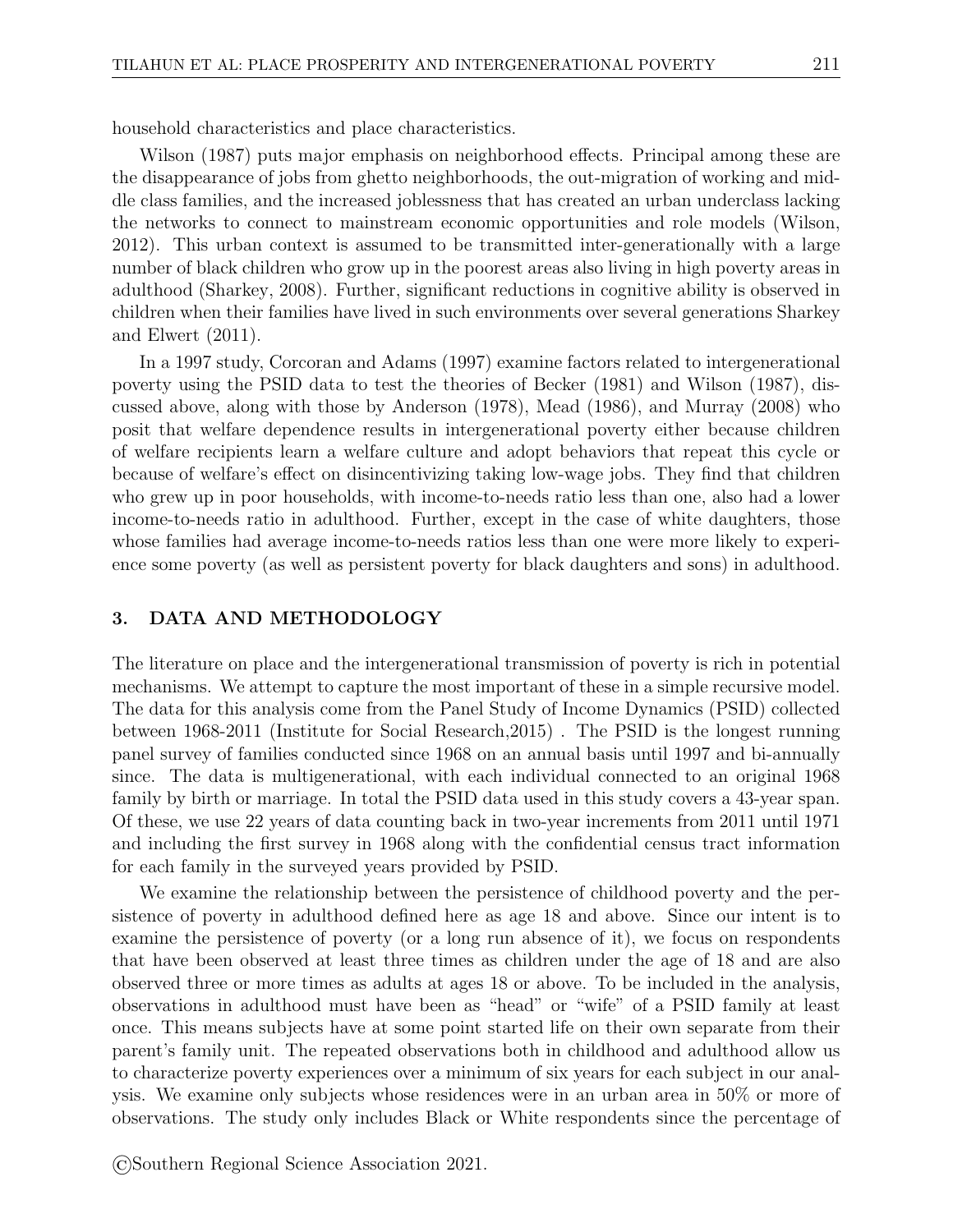household characteristics and place characteristics.

Wilson (1987) puts major emphasis on neighborhood effects. Principal among these are the disappearance of jobs from ghetto neighborhoods, the out-migration of working and middle class families, and the increased joblessness that has created an urban underclass lacking the networks to connect to mainstream economic opportunities and role models (Wilson, 2012). This urban context is assumed to be transmitted inter-generationally with a large number of black children who grow up in the poorest areas also living in high poverty areas in adulthood (Sharkey, 2008). Further, significant reductions in cognitive ability is observed in children when their families have lived in such environments over several generations Sharkey and Elwert (2011).

In a 1997 study, Corcoran and Adams (1997) examine factors related to intergenerational poverty using the PSID data to test the theories of Becker (1981) and Wilson (1987), discussed above, along with those by Anderson (1978), Mead (1986), and Murray (2008) who posit that welfare dependence results in intergenerational poverty either because children of welfare recipients learn a welfare culture and adopt behaviors that repeat this cycle or because of welfare's effect on disincentivizing taking low-wage jobs. They find that children who grew up in poor households, with income-to-needs ratio less than one, also had a lower income-to-needs ratio in adulthood. Further, except in the case of white daughters, those whose families had average income-to-needs ratios less than one were more likely to experience some poverty (as well as persistent poverty for black daughters and sons) in adulthood.

## 3. DATA AND METHODOLOGY

The literature on place and the intergenerational transmission of poverty is rich in potential mechanisms. We attempt to capture the most important of these in a simple recursive model. The data for this analysis come from the Panel Study of Income Dynamics (PSID) collected between 1968-2011 (Institute for Social Research,2015) . The PSID is the longest running panel survey of families conducted since 1968 on an annual basis until 1997 and bi-annually since. The data is multigenerational, with each individual connected to an original 1968 family by birth or marriage. In total the PSID data used in this study covers a 43-year span. Of these, we use 22 years of data counting back in two-year increments from 2011 until 1971 and including the first survey in 1968 along with the confidential census tract information for each family in the surveyed years provided by PSID.

We examine the relationship between the persistence of childhood poverty and the persistence of poverty in adulthood defined here as age 18 and above. Since our intent is to examine the persistence of poverty (or a long run absence of it), we focus on respondents that have been observed at least three times as children under the age of 18 and are also observed three or more times as adults at ages 18 or above. To be included in the analysis, observations in adulthood must have been as "head" or "wife" of a PSID family at least once. This means subjects have at some point started life on their own separate from their parent's family unit. The repeated observations both in childhood and adulthood allow us to characterize poverty experiences over a minimum of six years for each subject in our analysis. We examine only subjects whose residences were in an urban area in 50% or more of observations. The study only includes Black or White respondents since the percentage of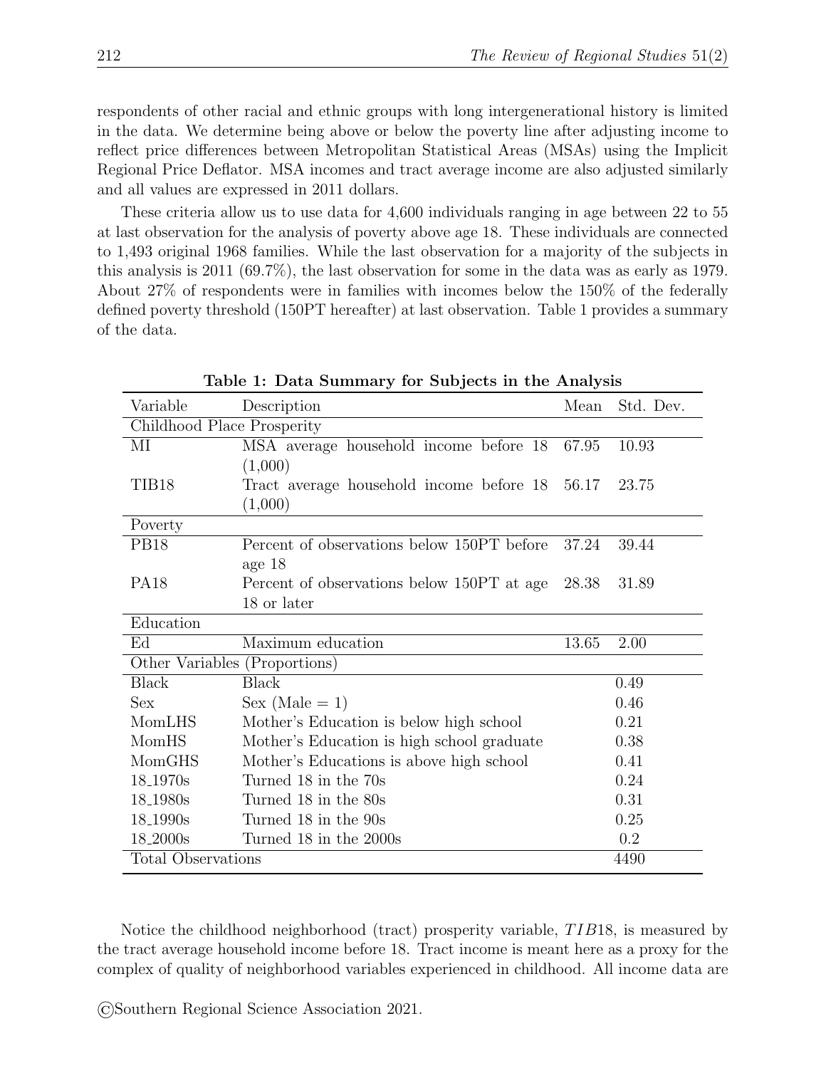respondents of other racial and ethnic groups with long intergenerational history is limited in the data. We determine being above or below the poverty line after adjusting income to reflect price differences between Metropolitan Statistical Areas (MSAs) using the Implicit Regional Price Deflator. MSA incomes and tract average income are also adjusted similarly and all values are expressed in 2011 dollars.

These criteria allow us to use data for 4,600 individuals ranging in age between 22 to 55 at last observation for the analysis of poverty above age 18. These individuals are connected to 1,493 original 1968 families. While the last observation for a majority of the subjects in this analysis is 2011 (69.7%), the last observation for some in the data was as early as 1979. About 27% of respondents were in families with incomes below the 150% of the federally defined poverty threshold (150PT hereafter) at last observation. Table 1 provides a summary of the data.

**Table 1: Data Summary for Subjects in the Analysis**

| Variable | Description | Mean | Std. Dev. |
|---|---|---|---|
| Childhood Place Prosperity | | | |
| MI | MSA average household income before 18 (1,000) | 67.95 | 10.93 |
| TIB18 | Tract average household income before 18 (1,000) | 56.17 | 23.75 |
| Poverty | | | |
| PB18 | Percent of observations below 150PT before age 18 | 37.24 | 39.44 |
| PA18 | Percent of observations below 150PT at age 18 or later | 28.38 | 31.89 |
| Education | | | |
| Ed | Maximum education | 13.65 | 2.00 |
| Other Variables (Proportions) | | | |
| Black | Black | | 0.49 |
| Sex | Sex (Male = 1) | | 0.46 |
| MomLHS | Mother's Education is below high school | | 0.21 |
| MomHS | Mother's Education is high school graduate | | 0.38 |
| MomGHS | Mother's Educations is above high school | | 0.41 |
| 18_1970s | Turned 18 in the 70s | | 0.24 |
| 18_1980s | Turned 18 in the 80s | | 0.31 |
| 18_1990s | Turned 18 in the 90s | | 0.25 |
| 18_2000s | Turned 18 in the 2000s | | 0.2 |
| Total Observations | | | 4490 |

Notice the childhood neighborhood (tract) prosperity variable, $TIB18$, is measured by the tract average household income before 18. Tract income is meant here as a proxy for the complex of quality of neighborhood variables experienced in childhood. All income data are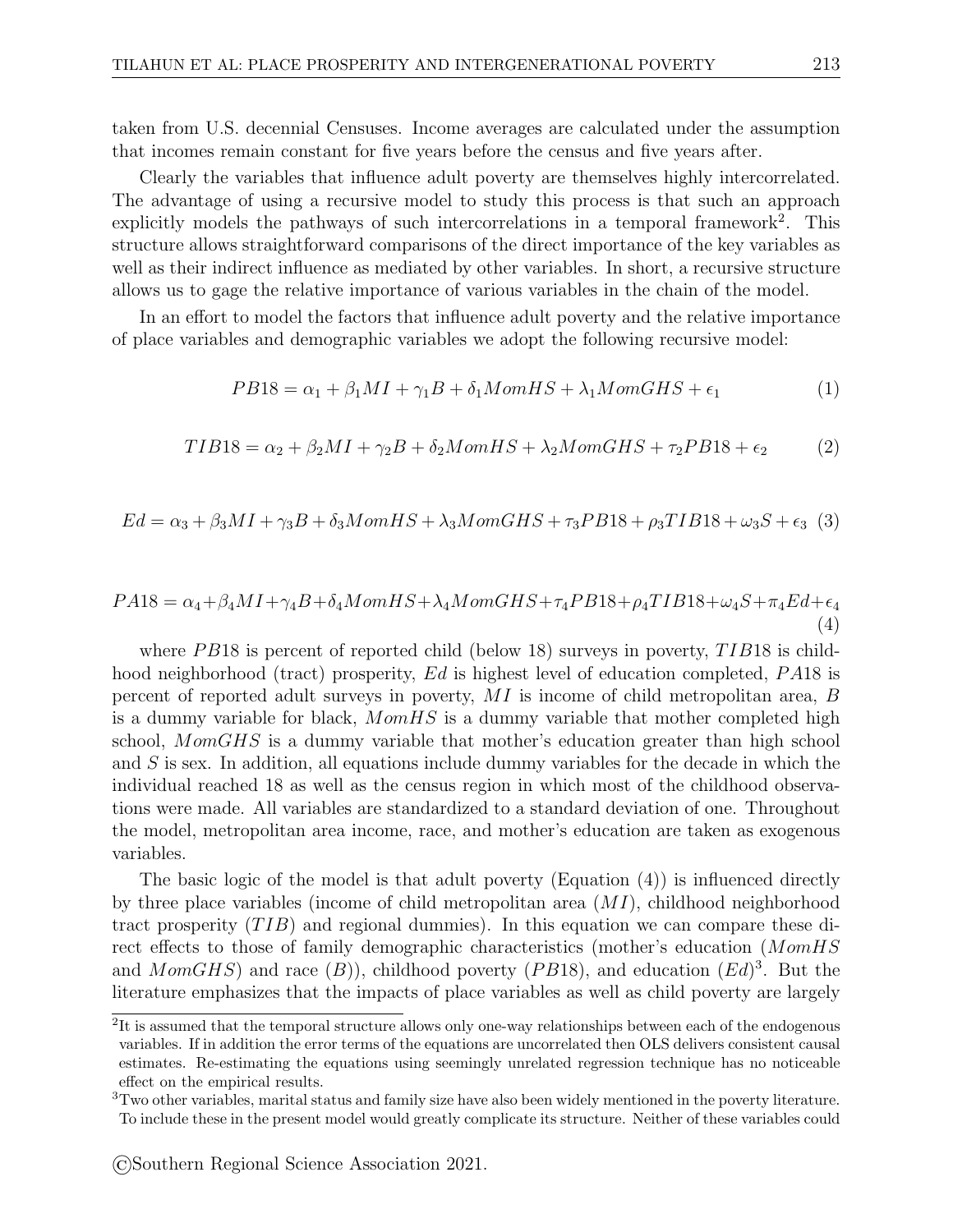taken from U.S. decennial Censuses. Income averages are calculated under the assumption that incomes remain constant for five years before the census and five years after.

Clearly the variables that influence adult poverty are themselves highly intercorrelated. The advantage of using a recursive model to study this process is that such an approach explicitly models the pathways of such intercorrelations in a temporal framework[2]. This structure allows straightforward comparisons of the direct importance of the key variables as well as their indirect influence as mediated by other variables. In short, a recursive structure allows us to gage the relative importance of various variables in the chain of the model.

In an effort to model the factors that influence adult poverty and the relative importance of place variables and demographic variables we adopt the following recursive model:

$$PB18 = \alpha_1 + \beta_1 MI + \gamma_1 B + \delta_1 MomHS + \lambda_1 MomGHS + \epsilon_1 \tag{1}$$

$$TIB18 = \alpha_2 + \beta_2 MI + \gamma_2 B + \delta_2 MomHS + \lambda_2 MomGHS + \tau_2 PB18 + \epsilon_2 \tag{2}$$

$$Ed = \alpha_3 + \beta_3 MI + \gamma_3 B + \delta_3 MomHS + \lambda_3 MomGHS + \tau_3 PB18 + \rho_3 TIB18 + \omega_3 S + \epsilon_3 \tag{3}$$

$$PA18 = \alpha_4 + \beta_4 MI + \gamma_4 B + \delta_4 MomHS + \lambda_4 MomGHS + \tau_4 PB18 + \rho_4 TIB18 + \omega_4 S + \pi_4 Ed + \epsilon_4 \tag{4}$$

where $PB18$ is percent of reported child (below 18) surveys in poverty, $TIB18$ is childhood neighborhood (tract) prosperity, $Ed$ is highest level of education completed, $PA18$ is percent of reported adult surveys in poverty, $MI$ is income of child metropolitan area, $B$ is a dummy variable for black, $MomHS$ is a dummy variable that mother completed high school, $MomGHS$ is a dummy variable that mother's education greater than high school and $S$ is sex. In addition, all equations include dummy variables for the decade in which the individual reached 18 as well as the census region in which most of the childhood observations were made. All variables are standardized to a standard deviation of one. Throughout the model, metropolitan area income, race, and mother's education are taken as exogenous variables.

The basic logic of the model is that adult poverty (Equation (4)) is influenced directly by three place variables (income of child metropolitan area ($MI$), childhood neighborhood tract prosperity ($TIB$) and regional dummies). In this equation we can compare these direct effects to those of family demographic characteristics (mother's education ($MomHS$ and $MomGHS$) and race ($B$)), childhood poverty ($PB18$), and education ($Ed$)[3]. But the literature emphasizes that the impacts of place variables as well as child poverty are largely

[2]It is assumed that the temporal structure allows only one-way relationships between each of the endogenous variables. If in addition the error terms of the equations are uncorrelated then OLS delivers consistent causal estimates. Re-estimating the equations using seemingly unrelated regression technique has no noticeable effect on the empirical results.

[3]Two other variables, marital status and family size have also been widely mentioned in the poverty literature. To include these in the present model would greatly complicate its structure. Neither of these variables could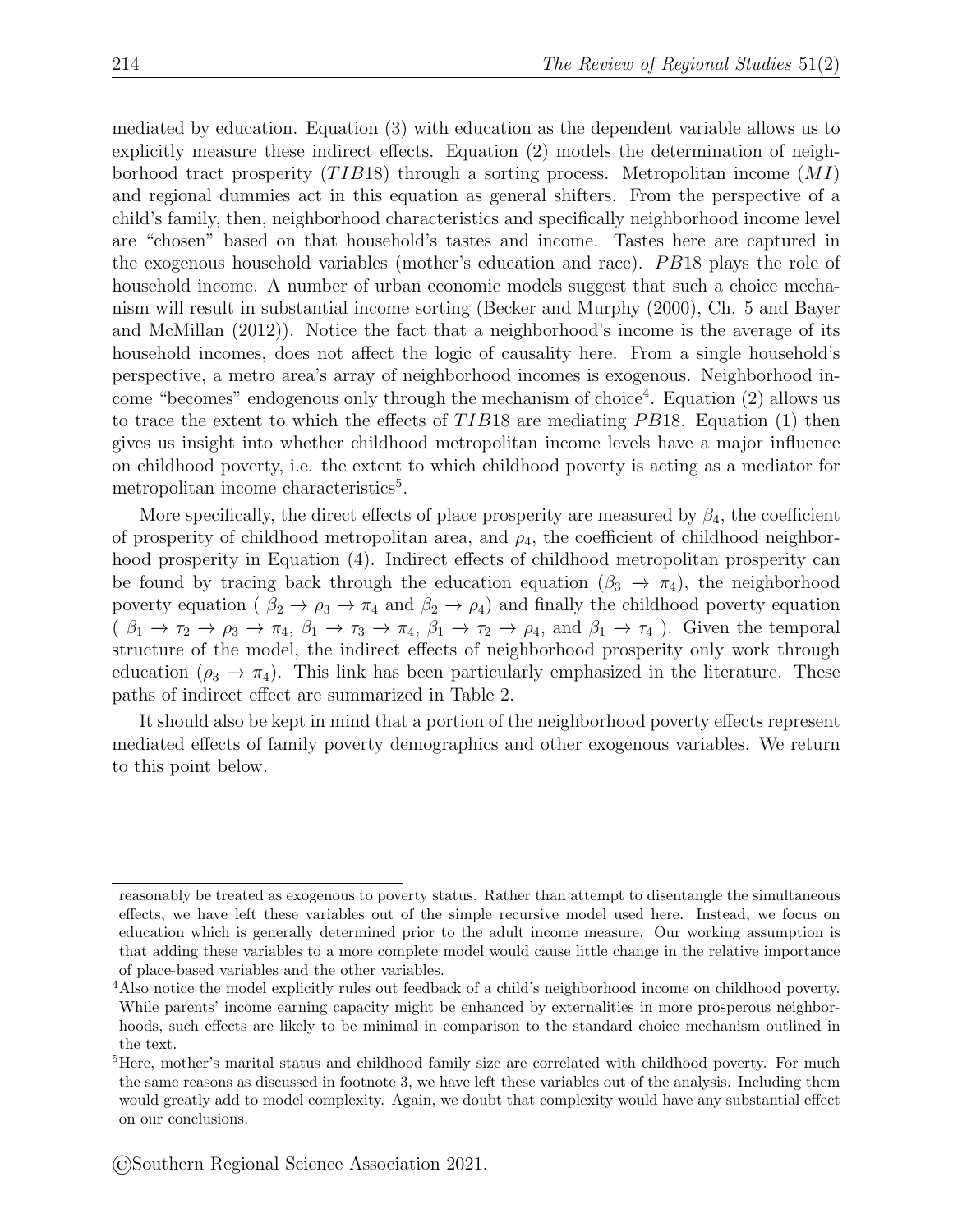mediated by education. Equation (3) with education as the dependent variable allows us to explicitly measure these indirect effects. Equation (2) models the determination of neighborhood tract prosperity ($TIB18$) through a sorting process. Metropolitan income ($MI$) and regional dummies act in this equation as general shifters. From the perspective of a child's family, then, neighborhood characteristics and specifically neighborhood income level are "chosen" based on that household's tastes and income. Tastes here are captured in the exogenous household variables (mother's education and race). $PB18$ plays the role of household income. A number of urban economic models suggest that such a choice mechanism will result in substantial income sorting (Becker and Murphy (2000), Ch. 5 and Bayer and McMillan (2012)). Notice the fact that a neighborhood's income is the average of its household incomes, does not affect the logic of causality here. From a single household's perspective, a metro area's array of neighborhood incomes is exogenous. Neighborhood income "becomes" endogenous only through the mechanism of choice[4]. Equation (2) allows us to trace the extent to which the effects of $TIB18$ are mediating $PB18$. Equation (1) then gives us insight into whether childhood metropolitan income levels have a major influence on childhood poverty, i.e. the extent to which childhood poverty is acting as a mediator for metropolitan income characteristics[5].

More specifically, the direct effects of place prosperity are measured by $\beta_4$, the coefficient of prosperity of childhood metropolitan area, and $\rho_4$, the coefficient of childhood neighborhood prosperity in Equation (4). Indirect effects of childhood metropolitan prosperity can be found by tracing back through the education equation ($\beta_3 \rightarrow \pi_4$), the neighborhood poverty equation ( $\beta_2 \rightarrow \rho_3 \rightarrow \pi_4$ and $\beta_2 \rightarrow \rho_4$) and finally the childhood poverty equation ( $\beta_1 \rightarrow \tau_2 \rightarrow \rho_3 \rightarrow \pi_4$, $\beta_1 \rightarrow \tau_3 \rightarrow \pi_4$, $\beta_1 \rightarrow \tau_2 \rightarrow \rho_4$, and $\beta_1 \rightarrow \tau_4$ ). Given the temporal structure of the model, the indirect effects of neighborhood prosperity only work through education ($\rho_3 \rightarrow \pi_4$). This link has been particularly emphasized in the literature. These paths of indirect effect are summarized in Table 2.

It should also be kept in mind that a portion of the neighborhood poverty effects represent mediated effects of family poverty demographics and other exogenous variables. We return to this point below.

---

reasonably be treated as exogenous to poverty status. Rather than attempt to disentangle the simultaneous effects, we have left these variables out of the simple recursive model used here. Instead, we focus on education which is generally determined prior to the adult income measure. Our working assumption is that adding these variables to a more complete model would cause little change in the relative importance of place-based variables and the other variables.

[4] Also notice the model explicitly rules out feedback of a child's neighborhood income on childhood poverty. While parents' income earning capacity might be enhanced by externalities in more prosperous neighborhoods, such effects are likely to be minimal in comparison to the standard choice mechanism outlined in the text.

[5] Here, mother's marital status and childhood family size are correlated with childhood poverty. For much the same reasons as discussed in footnote 3, we have left these variables out of the analysis. Including them would greatly add to model complexity. Again, we doubt that complexity would have any substantial effect on our conclusions.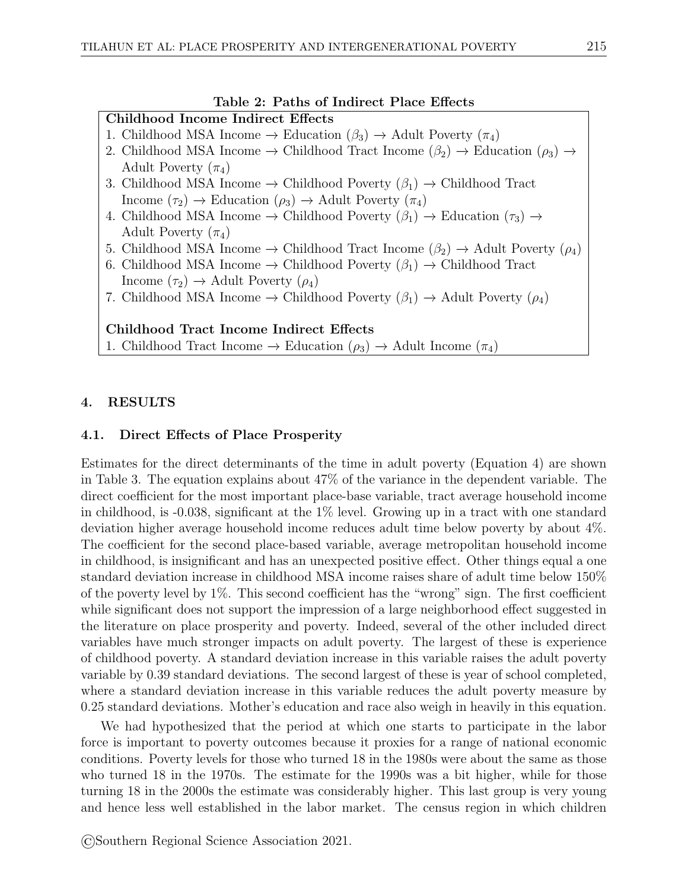**Table 2: Paths of Indirect Place Effects**

| **Childhood Income Indirect Effects** |
|---|
| 1. Childhood MSA Income → Education ($\beta_3$) → Adult Poverty ($\pi_4$) |
| 2. Childhood MSA Income → Childhood Tract Income ($\beta_2$) → Education ($\rho_3$) → Adult Poverty ($\pi_4$) |
| 3. Childhood MSA Income → Childhood Poverty ($\beta_1$) → Childhood Tract Income ($\tau_2$) → Education ($\rho_3$) → Adult Poverty ($\pi_4$) |
| 4. Childhood MSA Income → Childhood Poverty ($\beta_1$) → Education ($\tau_3$) → Adult Poverty ($\pi_4$) |
| 5. Childhood MSA Income → Childhood Tract Income ($\beta_2$) → Adult Poverty ($\rho_4$) |
| 6. Childhood MSA Income → Childhood Poverty ($\beta_1$) → Childhood Tract Income ($\tau_2$) → Adult Poverty ($\rho_4$) |
| 7. Childhood MSA Income → Childhood Poverty ($\beta_1$) → Adult Poverty ($\rho_4$) |
| |
| **Childhood Tract Income Indirect Effects** |
| 1. Childhood Tract Income → Education ($\rho_3$) → Adult Income ($\pi_4$) |

## 4. RESULTS

### 4.1. Direct Effects of Place Prosperity

Estimates for the direct determinants of the time in adult poverty (Equation 4) are shown in Table 3. The equation explains about 47% of the variance in the dependent variable. The direct coefficient for the most important place-base variable, tract average household income in childhood, is -0.038, significant at the 1% level. Growing up in a tract with one standard deviation higher average household income reduces adult time below poverty by about 4%. The coefficient for the second place-based variable, average metropolitan household income in childhood, is insignificant and has an unexpected positive effect. Other things equal a one standard deviation increase in childhood MSA income raises share of adult time below 150% of the poverty level by 1%. This second coefficient has the "wrong" sign. The first coefficient while significant does not support the impression of a large neighborhood effect suggested in the literature on place prosperity and poverty. Indeed, several of the other included direct variables have much stronger impacts on adult poverty. The largest of these is experience of childhood poverty. A standard deviation increase in this variable raises the adult poverty variable by 0.39 standard deviations. The second largest of these is year of school completed, where a standard deviation increase in this variable reduces the adult poverty measure by 0.25 standard deviations. Mother's education and race also weigh in heavily in this equation.

We had hypothesized that the period at which one starts to participate in the labor force is important to poverty outcomes because it proxies for a range of national economic conditions. Poverty levels for those who turned 18 in the 1980s were about the same as those who turned 18 in the 1970s. The estimate for the 1990s was a bit higher, while for those turning 18 in the 2000s the estimate was considerably higher. This last group is very young and hence less well established in the labor market. The census region in which children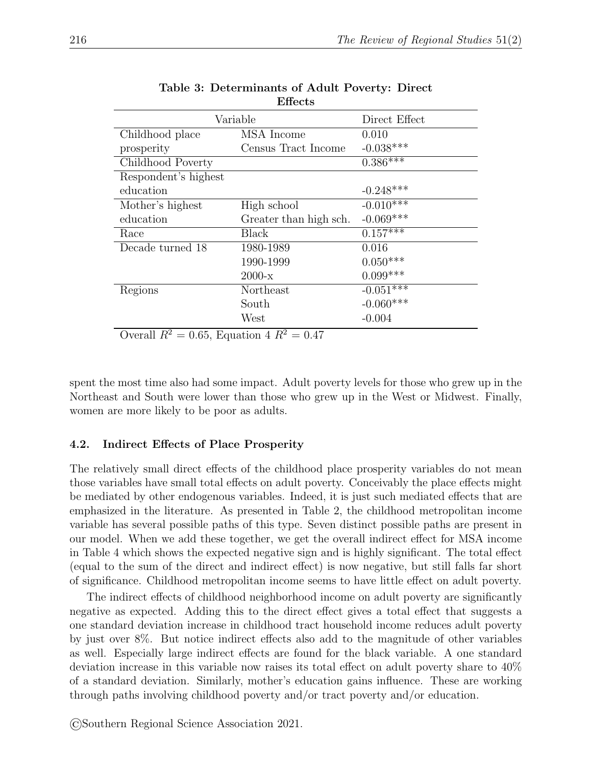**Table 3: Determinants of Adult Poverty: Direct Effects**

| Variable | | Direct Effect |
|---|---|---|
| Childhood place prosperity | MSA Income | 0.010 |
| | Census Tract Income | -0.038*** |
| Childhood Poverty | | 0.386*** |
| Respondent's highest education | | -0.248*** |
| Mother's highest education | High school | -0.010*** |
| | Greater than high sch. | -0.069*** |
| Race | Black | 0.157*** |
| Decade turned 18 | 1980-1989 | 0.016 |
| | 1990-1999 | 0.050*** |
| | 2000-x | 0.099*** |
| Regions | Northeast | -0.051*** |
| | South | -0.060*** |
| | West | -0.004 |

Overall $R^2 = 0.65$, Equation 4 $R^2 = 0.47$

spent the most time also had some impact. Adult poverty levels for those who grew up in the Northeast and South were lower than those who grew up in the West or Midwest. Finally, women are more likely to be poor as adults.

### 4.2. Indirect Effects of Place Prosperity

The relatively small direct effects of the childhood place prosperity variables do not mean those variables have small total effects on adult poverty. Conceivably the place effects might be mediated by other endogenous variables. Indeed, it is just such mediated effects that are emphasized in the literature. As presented in Table 2, the childhood metropolitan income variable has several possible paths of this type. Seven distinct possible paths are present in our model. When we add these together, we get the overall indirect effect for MSA income in Table 4 which shows the expected negative sign and is highly significant. The total effect (equal to the sum of the direct and indirect effect) is now negative, but still falls far short of significance. Childhood metropolitan income seems to have little effect on adult poverty.

The indirect effects of childhood neighborhood income on adult poverty are significantly negative as expected. Adding this to the direct effect gives a total effect that suggests a one standard deviation increase in childhood tract household income reduces adult poverty by just over 8%. But notice indirect effects also add to the magnitude of other variables as well. Especially large indirect effects are found for the black variable. A one standard deviation increase in this variable now raises its total effect on adult poverty share to 40% of a standard deviation. Similarly, mother's education gains influence. These are working through paths involving childhood poverty and/or tract poverty and/or education.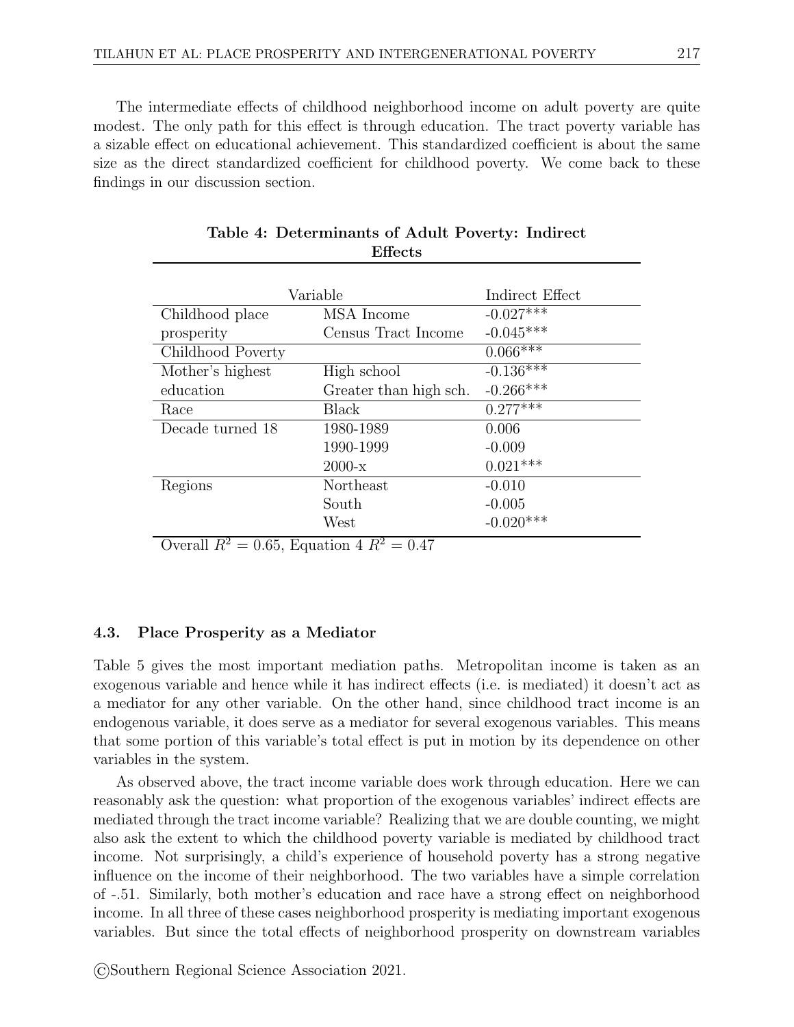The intermediate effects of childhood neighborhood income on adult poverty are quite modest. The only path for this effect is through education. The tract poverty variable has a sizable effect on educational achievement. This standardized coefficient is about the same size as the direct standardized coefficient for childhood poverty. We come back to these findings in our discussion section.

**Table 4: Determinants of Adult Poverty: Indirect Effects**

| Variable | | Indirect Effect |
|---|---|---|
| Childhood place prosperity | MSA Income | -0.027*** |
| | Census Tract Income | -0.045*** |
| Childhood Poverty | | 0.066*** |
| Mother's highest education | High school | -0.136*** |
| | Greater than high sch. | -0.266*** |
| Race | Black | 0.277*** |
| Decade turned 18 | 1980-1989 | 0.006 |
| | 1990-1999 | -0.009 |
| | 2000-x | 0.021*** |
| Regions | Northeast | -0.010 |
| | South | -0.005 |
| | West | -0.020*** |

Overall $R^2 = 0.65$, Equation 4 $R^2 = 0.47$

### 4.3. Place Prosperity as a Mediator

Table 5 gives the most important mediation paths. Metropolitan income is taken as an exogenous variable and hence while it has indirect effects (i.e. is mediated) it doesn't act as a mediator for any other variable. On the other hand, since childhood tract income is an endogenous variable, it does serve as a mediator for several exogenous variables. This means that some portion of this variable's total effect is put in motion by its dependence on other variables in the system.

As observed above, the tract income variable does work through education. Here we can reasonably ask the question: what proportion of the exogenous variables' indirect effects are mediated through the tract income variable? Realizing that we are double counting, we might also ask the extent to which the childhood poverty variable is mediated by childhood tract income. Not surprisingly, a child's experience of household poverty has a strong negative influence on the income of their neighborhood. The two variables have a simple correlation of -.51. Similarly, both mother's education and race have a strong effect on neighborhood income. In all three of these cases neighborhood prosperity is mediating important exogenous variables. But since the total effects of neighborhood prosperity on downstream variables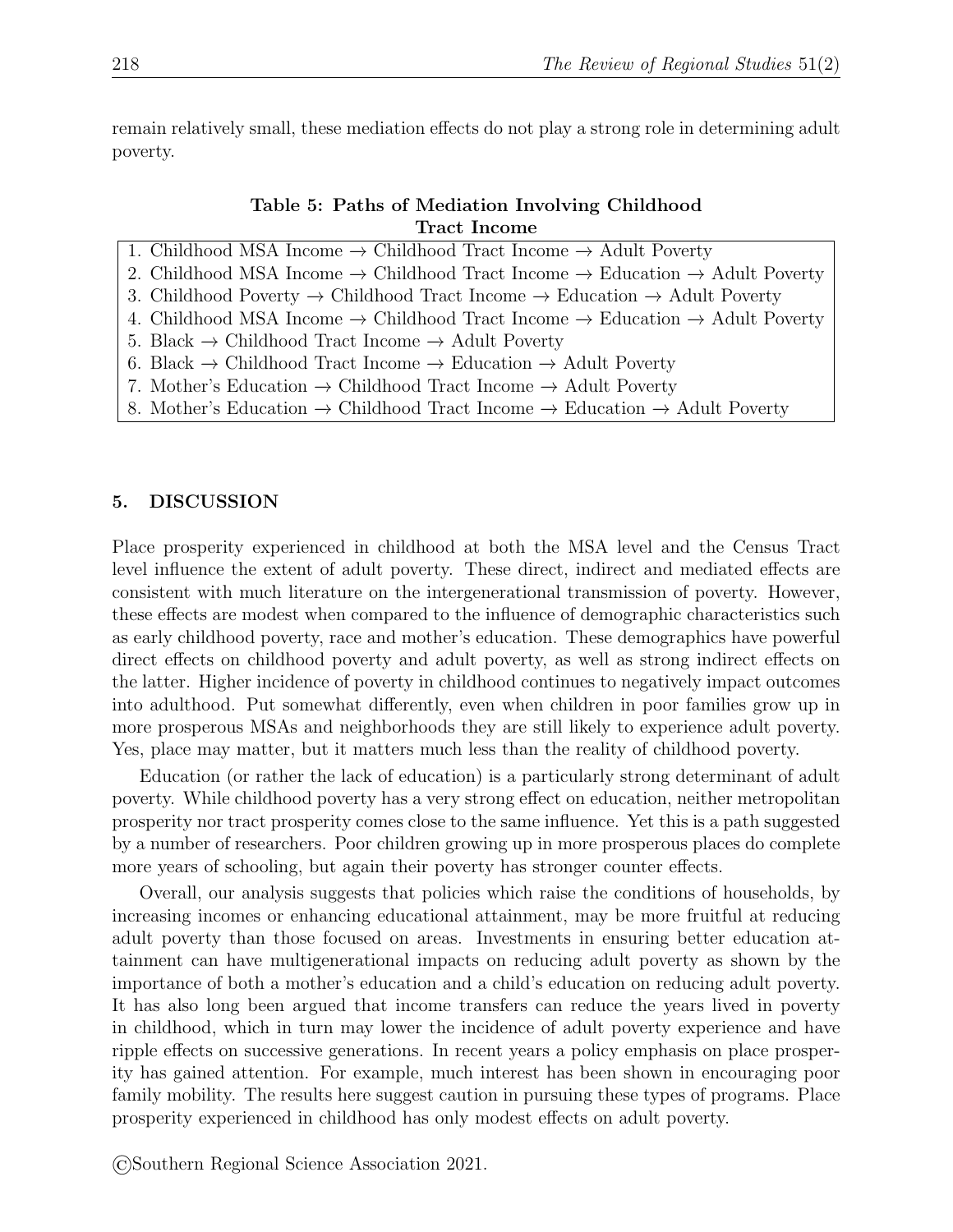remain relatively small, these mediation effects do not play a strong role in determining adult poverty.

**Table 5: Paths of Mediation Involving Childhood Tract Income**

| Paths |
|---|
| 1. Childhood MSA Income → Childhood Tract Income → Adult Poverty |
| 2. Childhood MSA Income → Childhood Tract Income → Education → Adult Poverty |
| 3. Childhood Poverty → Childhood Tract Income → Education → Adult Poverty |
| 4. Childhood MSA Income → Childhood Tract Income → Education → Adult Poverty |
| 5. Black → Childhood Tract Income → Adult Poverty |
| 6. Black → Childhood Tract Income → Education → Adult Poverty |
| 7. Mother's Education → Childhood Tract Income → Adult Poverty |
| 8. Mother's Education → Childhood Tract Income → Education → Adult Poverty |

## 5. DISCUSSION

Place prosperity experienced in childhood at both the MSA level and the Census Tract level influence the extent of adult poverty. These direct, indirect and mediated effects are consistent with much literature on the intergenerational transmission of poverty. However, these effects are modest when compared to the influence of demographic characteristics such as early childhood poverty, race and mother's education. These demographics have powerful direct effects on childhood poverty and adult poverty, as well as strong indirect effects on the latter. Higher incidence of poverty in childhood continues to negatively impact outcomes into adulthood. Put somewhat differently, even when children in poor families grow up in more prosperous MSAs and neighborhoods they are still likely to experience adult poverty. Yes, place may matter, but it matters much less than the reality of childhood poverty.

Education (or rather the lack of education) is a particularly strong determinant of adult poverty. While childhood poverty has a very strong effect on education, neither metropolitan prosperity nor tract prosperity comes close to the same influence. Yet this is a path suggested by a number of researchers. Poor children growing up in more prosperous places do complete more years of schooling, but again their poverty has stronger counter effects.

Overall, our analysis suggests that policies which raise the conditions of households, by increasing incomes or enhancing educational attainment, may be more fruitful at reducing adult poverty than those focused on areas. Investments in ensuring better education attainment can have multigenerational impacts on reducing adult poverty as shown by the importance of both a mother's education and a child's education on reducing adult poverty. It has also long been argued that income transfers can reduce the years lived in poverty in childhood, which in turn may lower the incidence of adult poverty experience and have ripple effects on successive generations. In recent years a policy emphasis on place prosperity has gained attention. For example, much interest has been shown in encouraging poor family mobility. The results here suggest caution in pursuing these types of programs. Place prosperity experienced in childhood has only modest effects on adult poverty.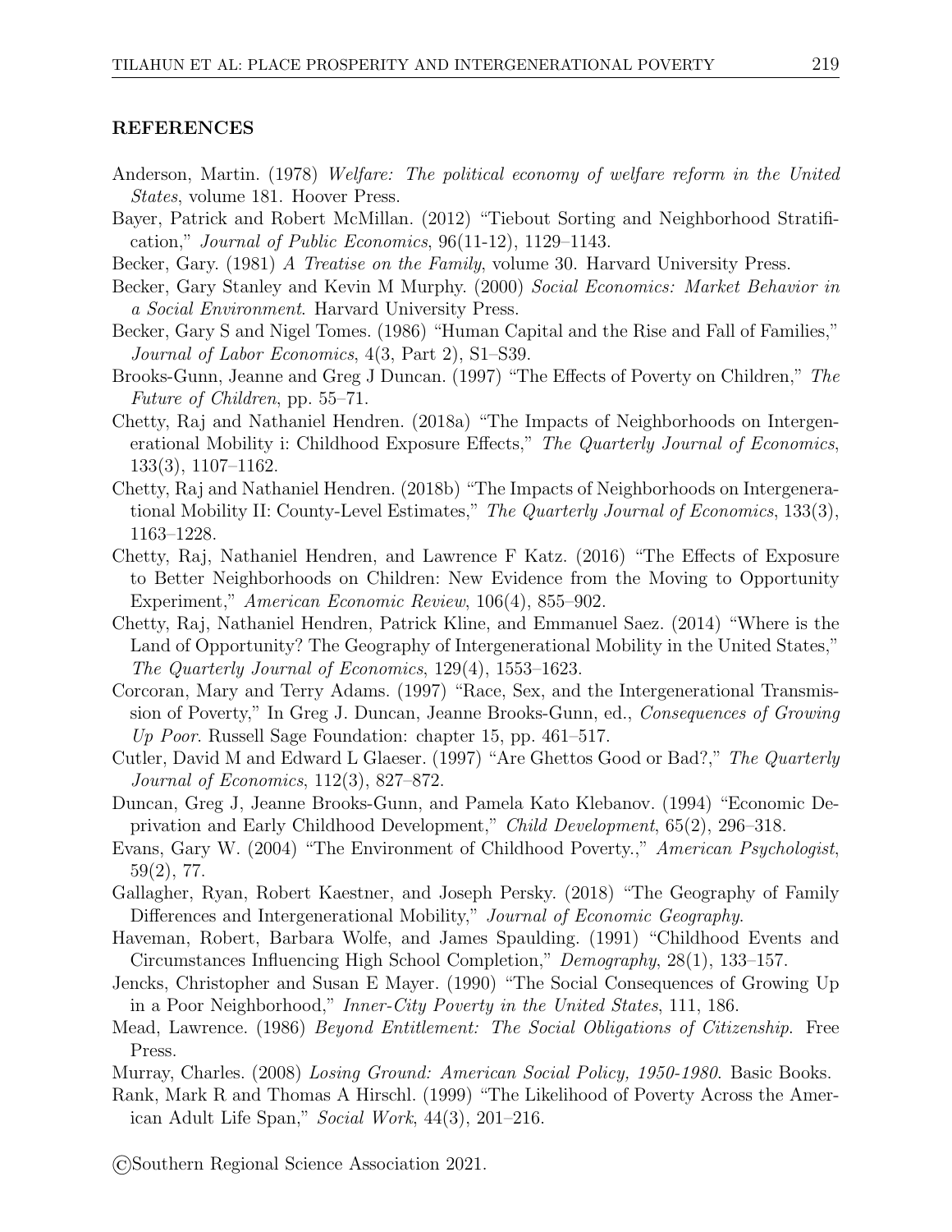## REFERENCES

Anderson, Martin. (1978) *Welfare: The political economy of welfare reform in the United States*, volume 181. Hoover Press.

Bayer, Patrick and Robert McMillan. (2012) "Tiebout Sorting and Neighborhood Stratification," *Journal of Public Economics*, 96(11-12), 1129–1143.

Becker, Gary. (1981) *A Treatise on the Family*, volume 30. Harvard University Press.

Becker, Gary Stanley and Kevin M Murphy. (2000) *Social Economics: Market Behavior in a Social Environment*. Harvard University Press.

Becker, Gary S and Nigel Tomes. (1986) "Human Capital and the Rise and Fall of Families," *Journal of Labor Economics*, 4(3, Part 2), S1–S39.

Brooks-Gunn, Jeanne and Greg J Duncan. (1997) "The Effects of Poverty on Children," *The Future of Children*, pp. 55–71.

Chetty, Raj and Nathaniel Hendren. (2018a) "The Impacts of Neighborhoods on Intergenerational Mobility i: Childhood Exposure Effects," *The Quarterly Journal of Economics*, 133(3), 1107–1162.

Chetty, Raj and Nathaniel Hendren. (2018b) "The Impacts of Neighborhoods on Intergenerational Mobility II: County-Level Estimates," *The Quarterly Journal of Economics*, 133(3), 1163–1228.

Chetty, Raj, Nathaniel Hendren, and Lawrence F Katz. (2016) "The Effects of Exposure to Better Neighborhoods on Children: New Evidence from the Moving to Opportunity Experiment," *American Economic Review*, 106(4), 855–902.

Chetty, Raj, Nathaniel Hendren, Patrick Kline, and Emmanuel Saez. (2014) "Where is the Land of Opportunity? The Geography of Intergenerational Mobility in the United States," *The Quarterly Journal of Economics*, 129(4), 1553–1623.

Corcoran, Mary and Terry Adams. (1997) "Race, Sex, and the Intergenerational Transmission of Poverty," In Greg J. Duncan, Jeanne Brooks-Gunn, ed., *Consequences of Growing Up Poor*. Russell Sage Foundation: chapter 15, pp. 461–517.

Cutler, David M and Edward L Glaeser. (1997) "Are Ghettos Good or Bad?," *The Quarterly Journal of Economics*, 112(3), 827–872.

Duncan, Greg J, Jeanne Brooks-Gunn, and Pamela Kato Klebanov. (1994) "Economic Deprivation and Early Childhood Development," *Child Development*, 65(2), 296–318.

Evans, Gary W. (2004) "The Environment of Childhood Poverty.," *American Psychologist*, 59(2), 77.

Gallagher, Ryan, Robert Kaestner, and Joseph Persky. (2018) "The Geography of Family Differences and Intergenerational Mobility," *Journal of Economic Geography*.

Haveman, Robert, Barbara Wolfe, and James Spaulding. (1991) "Childhood Events and Circumstances Influencing High School Completion," *Demography*, 28(1), 133–157.

Jencks, Christopher and Susan E Mayer. (1990) "The Social Consequences of Growing Up in a Poor Neighborhood," *Inner-City Poverty in the United States*, 111, 186.

Mead, Lawrence. (1986) *Beyond Entitlement: The Social Obligations of Citizenship*. Free Press.

Murray, Charles. (2008) *Losing Ground: American Social Policy, 1950-1980*. Basic Books.

Rank, Mark R and Thomas A Hirschl. (1999) "The Likelihood of Poverty Across the American Adult Life Span," *Social Work*, 44(3), 201–216.

©Southern Regional Science Association 2021.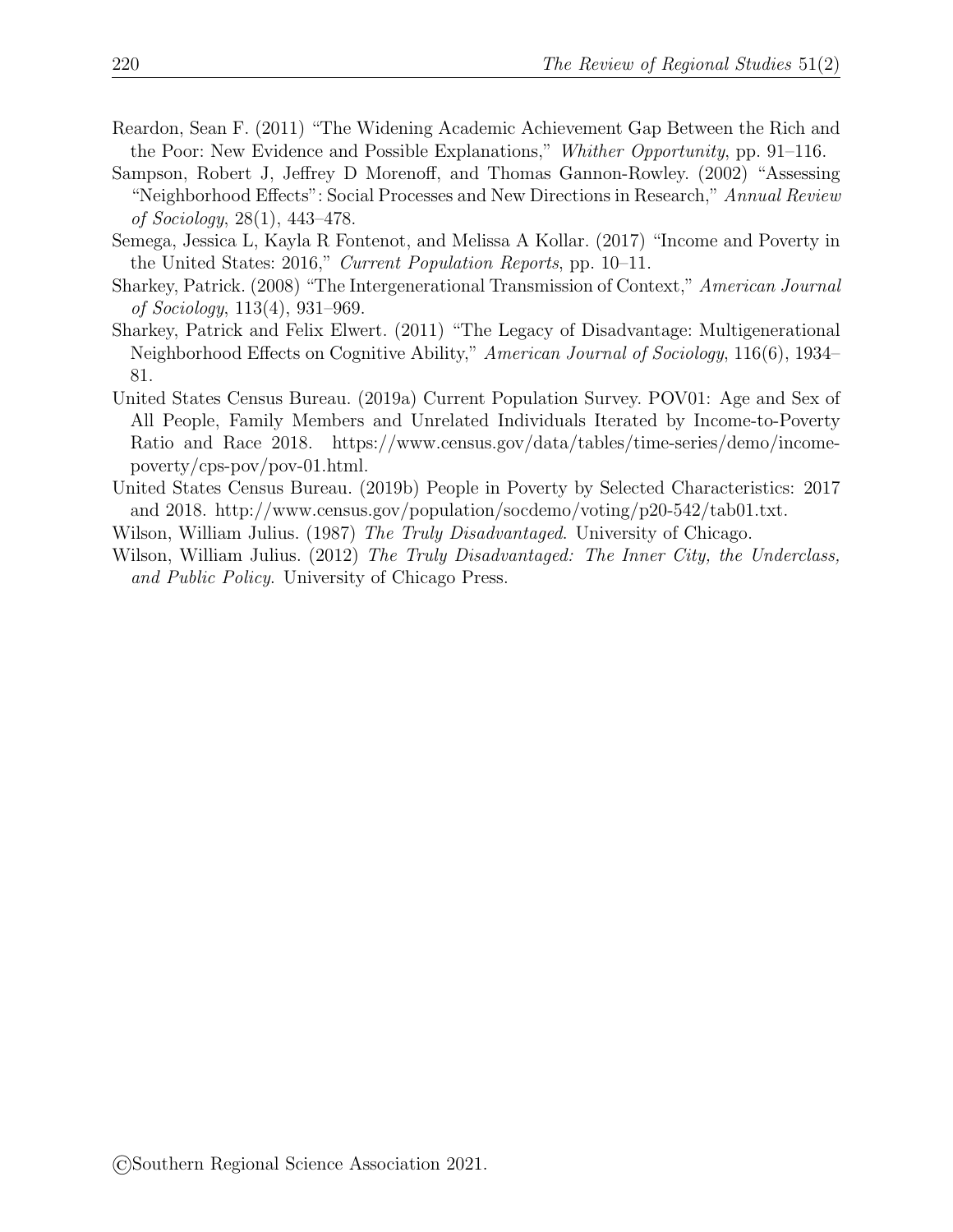Reardon, Sean F. (2011) "The Widening Academic Achievement Gap Between the Rich and the Poor: New Evidence and Possible Explanations," *Whither Opportunity*, pp. 91–116.

Sampson, Robert J, Jeffrey D Morenoff, and Thomas Gannon-Rowley. (2002) "Assessing "Neighborhood Effects": Social Processes and New Directions in Research," *Annual Review of Sociology*, 28(1), 443–478.

Semega, Jessica L, Kayla R Fontenot, and Melissa A Kollar. (2017) "Income and Poverty in the United States: 2016," *Current Population Reports*, pp. 10–11.

Sharkey, Patrick. (2008) "The Intergenerational Transmission of Context," *American Journal of Sociology*, 113(4), 931–969.

Sharkey, Patrick and Felix Elwert. (2011) "The Legacy of Disadvantage: Multigenerational Neighborhood Effects on Cognitive Ability," *American Journal of Sociology*, 116(6), 1934–81.

United States Census Bureau. (2019a) Current Population Survey. POV01: Age and Sex of All People, Family Members and Unrelated Individuals Iterated by Income-to-Poverty Ratio and Race 2018. https://www.census.gov/data/tables/time-series/demo/income-poverty/cps-pov/pov-01.html.

United States Census Bureau. (2019b) People in Poverty by Selected Characteristics: 2017 and 2018. http://www.census.gov/population/socdemo/voting/p20-542/tab01.txt.

Wilson, William Julius. (1987) *The Truly Disadvantaged*. University of Chicago.

Wilson, William Julius. (2012) *The Truly Disadvantaged: The Inner City, the Underclass, and Public Policy*. University of Chicago Press.

©Southern Regional Science Association 2021.